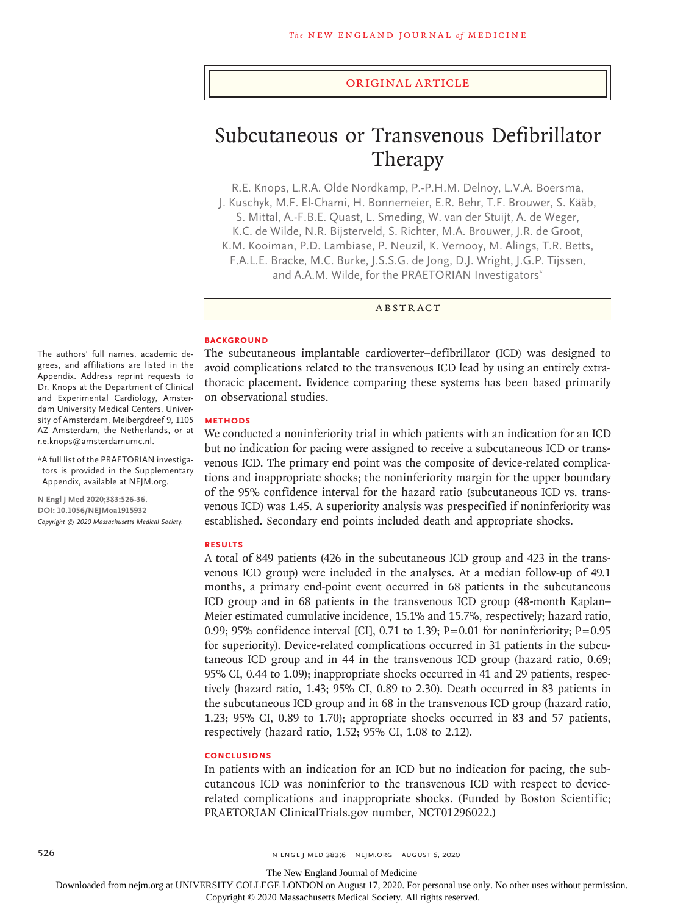ORIGINAL ARTICLE

# Subcutaneous or Transvenous Defibrillator Therapy

R.E. Knops, L.R.A. Olde Nordkamp, P.-P.H.M. Delnoy, L.V.A. Boersma, J. Kuschyk, M.F. El-Chami, H. Bonnemeier, E.R. Behr, T.F. Brouwer, S. Kääb, S. Mittal, A.-F.B.E. Quast, L. Smeding, W. van der Stuijt, A. de Weger, K.C. de Wilde, N.R. Bijsterveld, S. Richter, M.A. Brouwer, J.R. de Groot, K.M. Kooiman, P.D. Lambiase, P. Neuzil, K. Vernooy, M. Alings, T.R. Betts, F.A.L.E. Bracke, M.C. Burke, J.S.S.G. de Jong, D.J. Wright, J.G.P. Tijssen, and A.A.M. Wilde, for the PRAETORIAN Investigators*

The authors' full names, academic degrees, and affiliations are listed in the Appendix. Address reprint requests to Dr. Knops at the Department of Clinical and Experimental Cardiology, Amsterdam University Medical Centers, University of Amsterdam, Meibergdreef 9, 1105 AZ Amsterdam, the Netherlands, or at r.e.knops@amsterdamumc.nl.

*A full list of the PRAETORIAN investigators is provided in the Supplementary Appendix, available at NEJM.org.

N Engl J Med 2020;383:526-36.
DOI: 10.1056/NEJMoa1915932
*Copyright © 2020 Massachusetts Medical Society.*

## ABSTRACT

### BACKGROUND

The subcutaneous implantable cardioverter–defibrillator (ICD) was designed to avoid complications related to the transvenous ICD lead by using an entirely extrathoracic placement. Evidence comparing these systems has been based primarily on observational studies.

### METHODS

We conducted a noninferiority trial in which patients with an indication for an ICD but no indication for pacing were assigned to receive a subcutaneous ICD or transvenous ICD. The primary end point was the composite of device-related complications and inappropriate shocks; the noninferiority margin for the upper boundary of the 95% confidence interval for the hazard ratio (subcutaneous ICD vs. transvenous ICD) was 1.45. A superiority analysis was prespecified if noninferiority was established. Secondary end points included death and appropriate shocks.

### RESULTS

A total of 849 patients (426 in the subcutaneous ICD group and 423 in the transvenous ICD group) were included in the analyses. At a median follow-up of 49.1 months, a primary end-point event occurred in 68 patients in the subcutaneous ICD group and in 68 patients in the transvenous ICD group (48-month Kaplan–Meier estimated cumulative incidence, 15.1% and 15.7%, respectively; hazard ratio, 0.99; 95% confidence interval [CI], 0.71 to 1.39; P=0.01 for noninferiority; P=0.95 for superiority). Device-related complications occurred in 31 patients in the subcutaneous ICD group and in 44 in the transvenous ICD group (hazard ratio, 0.69; 95% CI, 0.44 to 1.09); inappropriate shocks occurred in 41 and 29 patients, respectively (hazard ratio, 1.43; 95% CI, 0.89 to 2.30). Death occurred in 83 patients in the subcutaneous ICD group and in 68 in the transvenous ICD group (hazard ratio, 1.23; 95% CI, 0.89 to 1.70); appropriate shocks occurred in 83 and 57 patients, respectively (hazard ratio, 1.52; 95% CI, 1.08 to 2.12).

### CONCLUSIONS

In patients with an indication for an ICD but no indication for pacing, the subcutaneous ICD was noninferior to the transvenous ICD with respect to device-related complications and inappropriate shocks. (Funded by Boston Scientific; PRAETORIAN ClinicalTrials.gov number, NCT01296022.)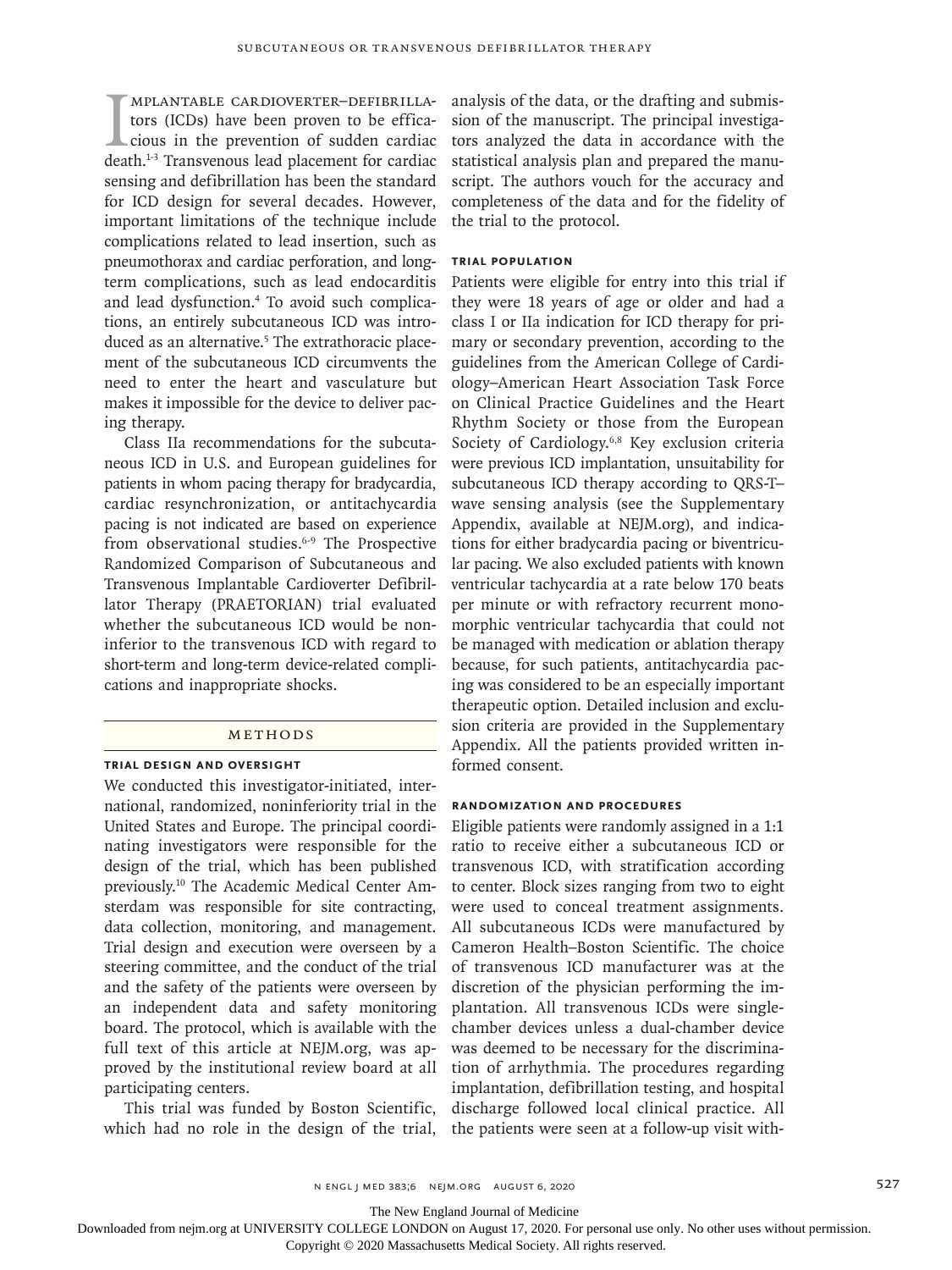Implantable cardioverter–defibrillators (ICDs) have been proven to be efficacious in the prevention of sudden cardiac death.[1-3] Transvenous lead placement for cardiac sensing and defibrillation has been the standard for ICD design for several decades. However, important limitations of the technique include complications related to lead insertion, such as pneumothorax and cardiac perforation, and long-term complications, such as lead endocarditis and lead dysfunction.[4] To avoid such complications, an entirely subcutaneous ICD was introduced as an alternative.[5] The extrathoracic placement of the subcutaneous ICD circumvents the need to enter the heart and vasculature but makes it impossible for the device to deliver pacing therapy.

Class IIa recommendations for the subcutaneous ICD in U.S. and European guidelines for patients in whom pacing therapy for bradycardia, cardiac resynchronization, or antitachycardia pacing is not indicated are based on experience from observational studies.[6-9] The Prospective Randomized Comparison of Subcutaneous and Transvenous Implantable Cardioverter Defibrillator Therapy (PRAETORIAN) trial evaluated whether the subcutaneous ICD would be noninferior to the transvenous ICD with regard to short-term and long-term device-related complications and inappropriate shocks.

## Methods

### Trial Design and Oversight

We conducted this investigator-initiated, international, randomized, noninferiority trial in the United States and Europe. The principal coordinating investigators were responsible for the design of the trial, which has been published previously.[10] The Academic Medical Center Amsterdam was responsible for site contracting, data collection, monitoring, and management. Trial design and execution were overseen by a steering committee, and the conduct of the trial and the safety of the patients were overseen by an independent data and safety monitoring board. The protocol, which is available with the full text of this article at NEJM.org, was approved by the institutional review board at all participating centers.

This trial was funded by Boston Scientific, which had no role in the design of the trial, analysis of the data, or the drafting and submission of the manuscript. The principal investigators analyzed the data in accordance with the statistical analysis plan and prepared the manuscript. The authors vouch for the accuracy and completeness of the data and for the fidelity of the trial to the protocol.

### Trial Population

Patients were eligible for entry into this trial if they were 18 years of age or older and had a class I or IIa indication for ICD therapy for primary or secondary prevention, according to the guidelines from the American College of Cardiology–American Heart Association Task Force on Clinical Practice Guidelines and the Heart Rhythm Society or those from the European Society of Cardiology.[6,8] Key exclusion criteria were previous ICD implantation, unsuitability for subcutaneous ICD therapy according to QRS-T–wave sensing analysis (see the Supplementary Appendix, available at NEJM.org), and indications for either bradycardia pacing or biventricular pacing. We also excluded patients with known ventricular tachycardia at a rate below 170 beats per minute or with refractory recurrent monomorphic ventricular tachycardia that could not be managed with medication or ablation therapy because, for such patients, antitachycardia pacing was considered to be an especially important therapeutic option. Detailed inclusion and exclusion criteria are provided in the Supplementary Appendix. All the patients provided written informed consent.

### Randomization and Procedures

Eligible patients were randomly assigned in a 1:1 ratio to receive either a subcutaneous ICD or transvenous ICD, with stratification according to center. Block sizes ranging from two to eight were used to conceal treatment assignments. All subcutaneous ICDs were manufactured by Cameron Health–Boston Scientific. The choice of transvenous ICD manufacturer was at the discretion of the physician performing the implantation. All transvenous ICDs were single-chamber devices unless a dual-chamber device was deemed to be necessary for the discrimination of arrhythmia. The procedures regarding implantation, defibrillation testing, and hospital discharge followed local clinical practice. All the patients were seen at a follow-up visit with-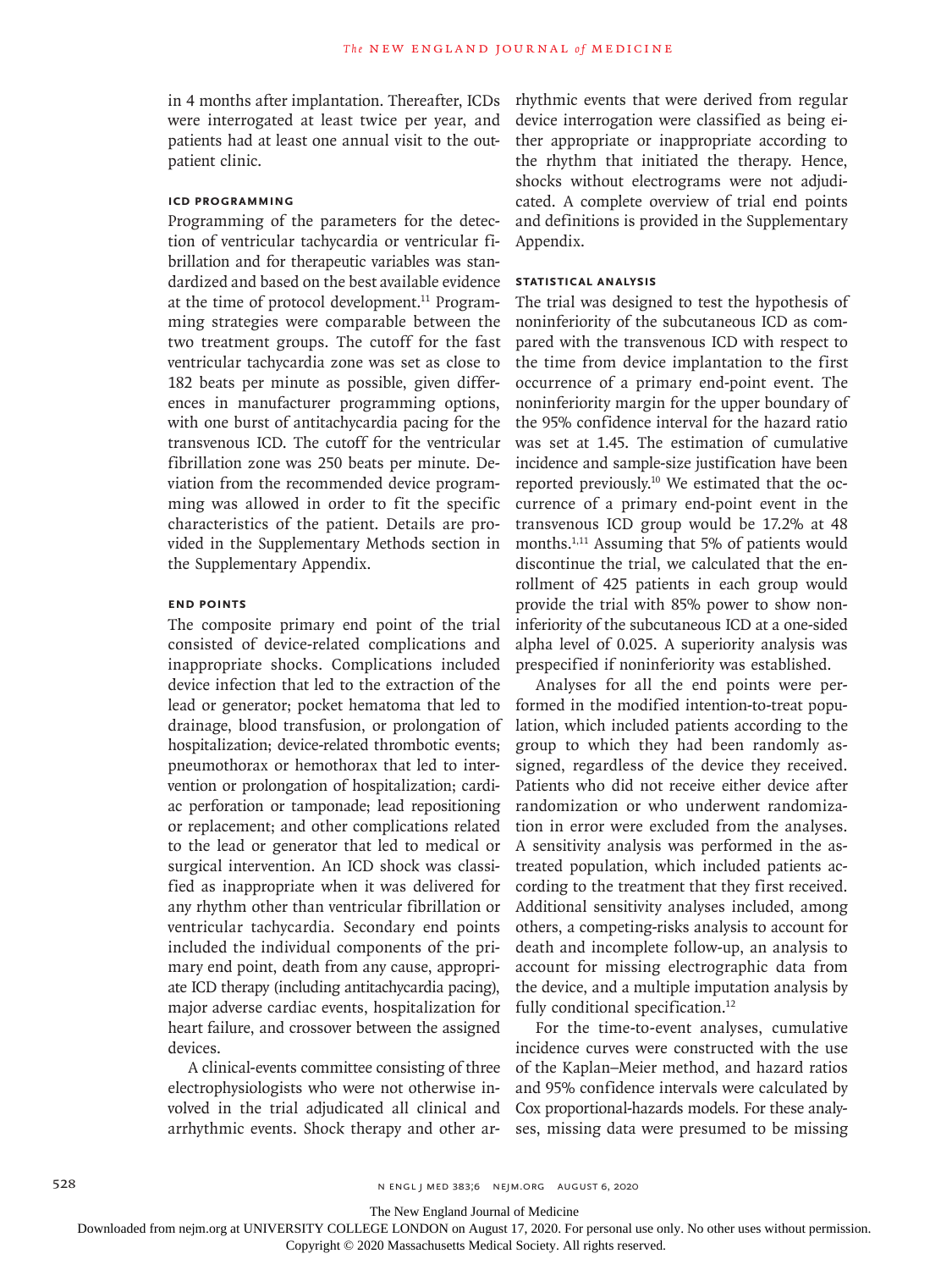in 4 months after implantation. Thereafter, ICDs were interrogated at least twice per year, and patients had at least one annual visit to the outpatient clinic.

### ICD Programming

Programming of the parameters for the detection of ventricular tachycardia or ventricular fibrillation and for therapeutic variables was standardized and based on the best available evidence at the time of protocol development.[11] Programming strategies were comparable between the two treatment groups. The cutoff for the fast ventricular tachycardia zone was set as close to 182 beats per minute as possible, given differences in manufacturer programming options, with one burst of antitachycardia pacing for the transvenous ICD. The cutoff for the ventricular fibrillation zone was 250 beats per minute. Deviation from the recommended device programming was allowed in order to fit the specific characteristics of the patient. Details are provided in the Supplementary Methods section in the Supplementary Appendix.

### End Points

The composite primary end point of the trial consisted of device-related complications and inappropriate shocks. Complications included device infection that led to the extraction of the lead or generator; pocket hematoma that led to drainage, blood transfusion, or prolongation of hospitalization; device-related thrombotic events; pneumothorax or hemothorax that led to intervention or prolongation of hospitalization; cardiac perforation or tamponade; lead repositioning or replacement; and other complications related to the lead or generator that led to medical or surgical intervention. An ICD shock was classified as inappropriate when it was delivered for any rhythm other than ventricular fibrillation or ventricular tachycardia. Secondary end points included the individual components of the primary end point, death from any cause, appropriate ICD therapy (including antitachycardia pacing), major adverse cardiac events, hospitalization for heart failure, and crossover between the assigned devices.

A clinical-events committee consisting of three electrophysiologists who were not otherwise involved in the trial adjudicated all clinical and arrhythmic events. Shock therapy and other arrhythmic events that were derived from regular device interrogation were classified as being either appropriate or inappropriate according to the rhythm that initiated the therapy. Hence, shocks without electrograms were not adjudicated. A complete overview of trial end points and definitions is provided in the Supplementary Appendix.

### Statistical Analysis

The trial was designed to test the hypothesis of noninferiority of the subcutaneous ICD as compared with the transvenous ICD with respect to the time from device implantation to the first occurrence of a primary end-point event. The noninferiority margin for the upper boundary of the 95% confidence interval for the hazard ratio was set at 1.45. The estimation of cumulative incidence and sample-size justification have been reported previously.[10] We estimated that the occurrence of a primary end-point event in the transvenous ICD group would be 17.2% at 48 months.[1,11] Assuming that 5% of patients would discontinue the trial, we calculated that the enrollment of 425 patients in each group would provide the trial with 85% power to show noninferiority of the subcutaneous ICD at a one-sided alpha level of 0.025. A superiority analysis was prespecified if noninferiority was established.

Analyses for all the end points were performed in the modified intention-to-treat population, which included patients according to the group to which they had been randomly assigned, regardless of the device they received. Patients who did not receive either device after randomization or who underwent randomization in error were excluded from the analyses. A sensitivity analysis was performed in the as-treated population, which included patients according to the treatment that they first received. Additional sensitivity analyses included, among others, a competing-risks analysis to account for death and incomplete follow-up, an analysis to account for missing electrographic data from the device, and a multiple imputation analysis by fully conditional specification.[12]

For the time-to-event analyses, cumulative incidence curves were constructed with the use of the Kaplan–Meier method, and hazard ratios and 95% confidence intervals were calculated by Cox proportional-hazards models. For these analyses, missing data were presumed to be missing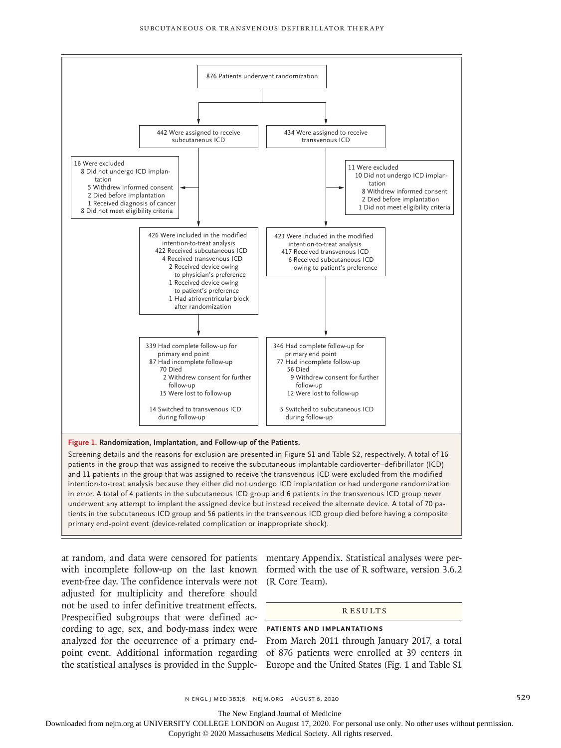876 Patients underwent randomization

442 Were assigned to receive subcutaneous ICD

434 Were assigned to receive transvenous ICD

16 Were excluded
- 8 Did not undergo ICD implantation
  - 5 Withdrew informed consent
  - 2 Died before implantation
  - 1 Received diagnosis of cancer
- 8 Did not meet eligibility criteria

11 Were excluded
- 10 Did not undergo ICD implantation
  - 8 Withdrew informed consent
  - 2 Died before implantation
- 1 Did not meet eligibility criteria

426 Were included in the modified intention-to-treat analysis
- 422 Received subcutaneous ICD
- 4 Received transvenous ICD
  - 2 Received device owing to physician's preference
  - 1 Received device owing to patient's preference
  - 1 Had atrioventricular block after randomization

423 Were included in the modified intention-to-treat analysis
- 417 Received transvenous ICD
- 6 Received subcutaneous ICD owing to patient's preference

339 Had complete follow-up for primary end point
- 87 Had incomplete follow-up
  - 70 Died
  - 2 Withdrew consent for further follow-up
  - 15 Were lost to follow-up

14 Switched to transvenous ICD during follow-up

346 Had complete follow-up for primary end point
- 77 Had incomplete follow-up
  - 56 Died
  - 9 Withdrew consent for further follow-up
  - 12 Were lost to follow-up

5 Switched to subcutaneous ICD during follow-up

**Figure 1. Randomization, Implantation, and Follow-up of the Patients.**

Screening details and the reasons for exclusion are presented in Figure S1 and Table S2, respectively. A total of 16 patients in the group that was assigned to receive the subcutaneous implantable cardioverter–defibrillator (ICD) and 11 patients in the group that was assigned to receive the transvenous ICD were excluded from the modified intention-to-treat analysis because they either did not undergo ICD implantation or had undergone randomization in error. A total of 4 patients in the subcutaneous ICD group and 6 patients in the transvenous ICD group never underwent any attempt to implant the assigned device but instead received the alternate device. A total of 70 patients in the subcutaneous ICD group and 56 patients in the transvenous ICD group died before having a composite primary end-point event (device-related complication or inappropriate shock).

at random, and data were censored for patients with incomplete follow-up on the last known event-free day. The confidence intervals were not adjusted for multiplicity and therefore should not be used to infer definitive treatment effects. Prespecified subgroups that were defined according to age, sex, and body-mass index were analyzed for the occurrence of a primary end-point event. Additional information regarding the statistical analyses is provided in the Supplementary Appendix. Statistical analyses were performed with the use of R software, version 3.6.2 (R Core Team).

## Results

### Patients and Implantations

From March 2011 through January 2017, a total of 876 patients were enrolled at 39 centers in Europe and the United States (Fig. 1 and Table S1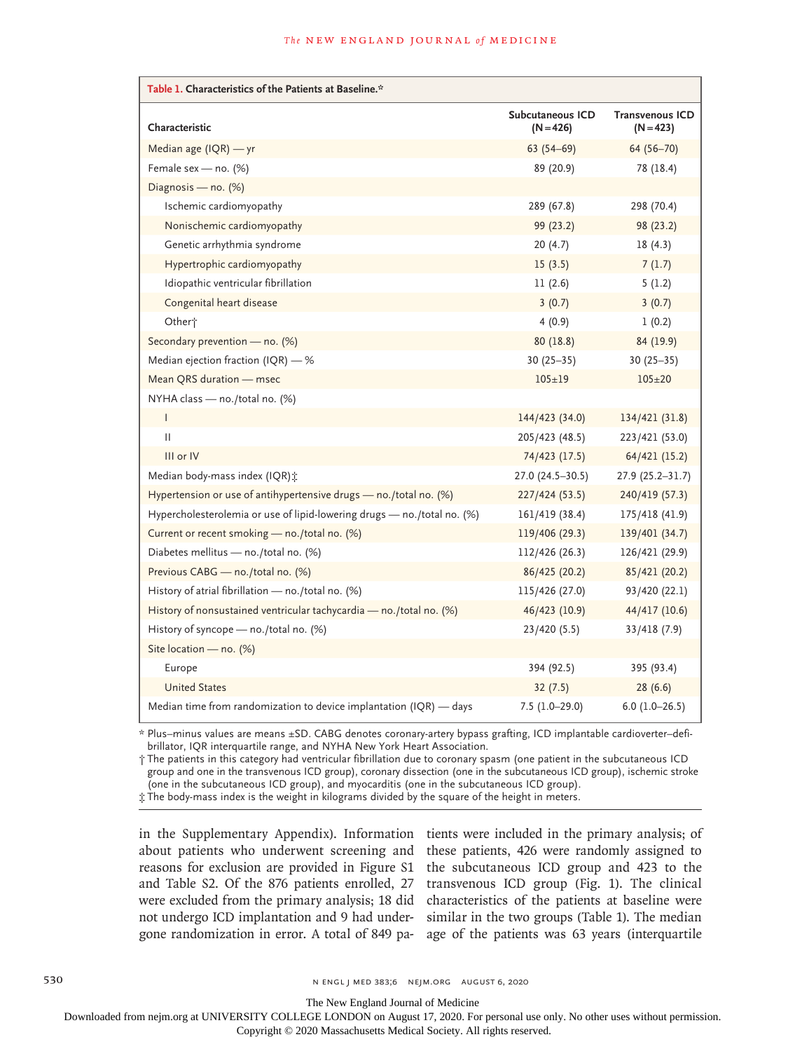**Table 1. Characteristics of the Patients at Baseline.***

| Characteristic | Subcutaneous ICD (N=426) | Transvenous ICD (N=423) |
|---|---|---|
| Median age (IQR) — yr | 63 (54–69) | 64 (56–70) |
| Female sex — no. (%) | 89 (20.9) | 78 (18.4) |
| Diagnosis — no. (%) | | |
| Ischemic cardiomyopathy | 289 (67.8) | 298 (70.4) |
| Nonischemic cardiomyopathy | 99 (23.2) | 98 (23.2) |
| Genetic arrhythmia syndrome | 20 (4.7) | 18 (4.3) |
| Hypertrophic cardiomyopathy | 15 (3.5) | 7 (1.7) |
| Idiopathic ventricular fibrillation | 11 (2.6) | 5 (1.2) |
| Congenital heart disease | 3 (0.7) | 3 (0.7) |
| Other† | 4 (0.9) | 1 (0.2) |
| Secondary prevention — no. (%) | 80 (18.8) | 84 (19.9) |
| Median ejection fraction (IQR) — % | 30 (25–35) | 30 (25–35) |
| Mean QRS duration — msec | 105±19 | 105±20 |
| NYHA class — no./total no. (%) | | |
| I | 144/423 (34.0) | 134/421 (31.8) |
| II | 205/423 (48.5) | 223/421 (53.0) |
| III or IV | 74/423 (17.5) | 64/421 (15.2) |
| Median body-mass index (IQR)‡ | 27.0 (24.5–30.5) | 27.9 (25.2–31.7) |
| Hypertension or use of antihypertensive drugs — no./total no. (%) | 227/424 (53.5) | 240/419 (57.3) |
| Hypercholesterolemia or use of lipid-lowering drugs — no./total no. (%) | 161/419 (38.4) | 175/418 (41.9) |
| Current or recent smoking — no./total no. (%) | 119/406 (29.3) | 139/401 (34.7) |
| Diabetes mellitus — no./total no. (%) | 112/426 (26.3) | 126/421 (29.9) |
| Previous CABG — no./total no. (%) | 86/425 (20.2) | 85/421 (20.2) |
| History of atrial fibrillation — no./total no. (%) | 115/426 (27.0) | 93/420 (22.1) |
| History of nonsustained ventricular tachycardia — no./total no. (%) | 46/423 (10.9) | 44/417 (10.6) |
| History of syncope — no./total no. (%) | 23/420 (5.5) | 33/418 (7.9) |
| Site location — no. (%) | | |
| Europe | 394 (92.5) | 395 (93.4) |
| United States | 32 (7.5) | 28 (6.6) |
| Median time from randomization to device implantation (IQR) — days | 7.5 (1.0–29.0) | 6.0 (1.0–26.5) |

\* Plus–minus values are means ±SD. CABG denotes coronary-artery bypass grafting, ICD implantable cardioverter–defibrillator, IQR interquartile range, and NYHA New York Heart Association.

† The patients in this category had ventricular fibrillation due to coronary spasm (one patient in the subcutaneous ICD group and one in the transvenous ICD group), coronary dissection (one in the subcutaneous ICD group), ischemic stroke (one in the subcutaneous ICD group), and myocarditis (one in the subcutaneous ICD group).

‡ The body-mass index is the weight in kilograms divided by the square of the height in meters.

in the Supplementary Appendix). Information about patients who underwent screening and reasons for exclusion are provided in Figure S1 and Table S2. Of the 876 patients enrolled, 27 were excluded from the primary analysis; 18 did not undergo ICD implantation and 9 had undergone randomization in error. A total of 849 patients were included in the primary analysis; of these patients, 426 were randomly assigned to the subcutaneous ICD group and 423 to the transvenous ICD group (Fig. 1). The clinical characteristics of the patients at baseline were similar in the two groups (Table 1). The median age of the patients was 63 years (interquartile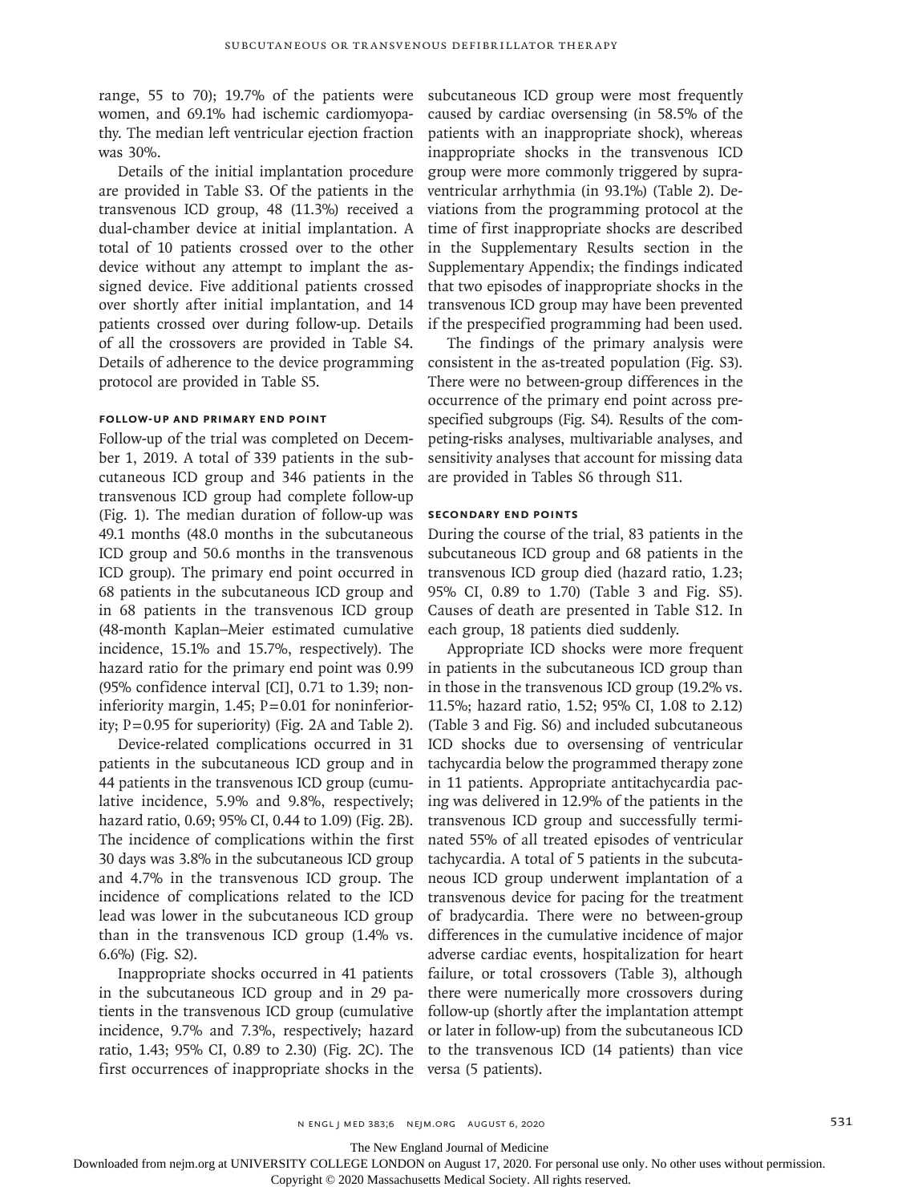range, 55 to 70); 19.7% of the patients were women, and 69.1% had ischemic cardiomyopathy. The median left ventricular ejection fraction was 30%.

Details of the initial implantation procedure are provided in Table S3. Of the patients in the transvenous ICD group, 48 (11.3%) received a dual-chamber device at initial implantation. A total of 10 patients crossed over to the other device without any attempt to implant the assigned device. Five additional patients crossed over shortly after initial implantation, and 14 patients crossed over during follow-up. Details of all the crossovers are provided in Table S4. Details of adherence to the device programming protocol are provided in Table S5.

### Follow-up and Primary End Point

Follow-up of the trial was completed on December 1, 2019. A total of 339 patients in the subcutaneous ICD group and 346 patients in the transvenous ICD group had complete follow-up (Fig. 1). The median duration of follow-up was 49.1 months (48.0 months in the subcutaneous ICD group and 50.6 months in the transvenous ICD group). The primary end point occurred in 68 patients in the subcutaneous ICD group and in 68 patients in the transvenous ICD group (48-month Kaplan–Meier estimated cumulative incidence, 15.1% and 15.7%, respectively). The hazard ratio for the primary end point was 0.99 (95% confidence interval [CI], 0.71 to 1.39; noninferiority margin, 1.45; P=0.01 for noninferiority; P=0.95 for superiority) (Fig. 2A and Table 2).

Device-related complications occurred in 31 patients in the subcutaneous ICD group and in 44 patients in the transvenous ICD group (cumulative incidence, 5.9% and 9.8%, respectively; hazard ratio, 0.69; 95% CI, 0.44 to 1.09) (Fig. 2B). The incidence of complications within the first 30 days was 3.8% in the subcutaneous ICD group and 4.7% in the transvenous ICD group. The incidence of complications related to the ICD lead was lower in the subcutaneous ICD group than in the transvenous ICD group (1.4% vs. 6.6%) (Fig. S2).

Inappropriate shocks occurred in 41 patients in the subcutaneous ICD group and in 29 patients in the transvenous ICD group (cumulative incidence, 9.7% and 7.3%, respectively; hazard ratio, 1.43; 95% CI, 0.89 to 2.30) (Fig. 2C). The first occurrences of inappropriate shocks in the subcutaneous ICD group were most frequently caused by cardiac oversensing (in 58.5% of the patients with an inappropriate shock), whereas inappropriate shocks in the transvenous ICD group were more commonly triggered by supraventricular arrhythmia (in 93.1%) (Table 2). Deviations from the programming protocol at the time of first inappropriate shocks are described in the Supplementary Results section in the Supplementary Appendix; the findings indicated that two episodes of inappropriate shocks in the transvenous ICD group may have been prevented if the prespecified programming had been used.

The findings of the primary analysis were consistent in the as-treated population (Fig. S3). There were no between-group differences in the occurrence of the primary end point across prespecified subgroups (Fig. S4). Results of the competing-risks analyses, multivariable analyses, and sensitivity analyses that account for missing data are provided in Tables S6 through S11.

### Secondary End Points

During the course of the trial, 83 patients in the subcutaneous ICD group and 68 patients in the transvenous ICD group died (hazard ratio, 1.23; 95% CI, 0.89 to 1.70) (Table 3 and Fig. S5). Causes of death are presented in Table S12. In each group, 18 patients died suddenly.

Appropriate ICD shocks were more frequent in patients in the subcutaneous ICD group than in those in the transvenous ICD group (19.2% vs. 11.5%; hazard ratio, 1.52; 95% CI, 1.08 to 2.12) (Table 3 and Fig. S6) and included subcutaneous ICD shocks due to oversensing of ventricular tachycardia below the programmed therapy zone in 11 patients. Appropriate antitachycardia pacing was delivered in 12.9% of the patients in the transvenous ICD group and successfully terminated 55% of all treated episodes of ventricular tachycardia. A total of 5 patients in the subcutaneous ICD group underwent implantation of a transvenous device for pacing for the treatment of bradycardia. There were no between-group differences in the cumulative incidence of major adverse cardiac events, hospitalization for heart failure, or total crossovers (Table 3), although there were numerically more crossovers during follow-up (shortly after the implantation attempt or later in follow-up) from the subcutaneous ICD to the transvenous ICD (14 patients) than vice versa (5 patients).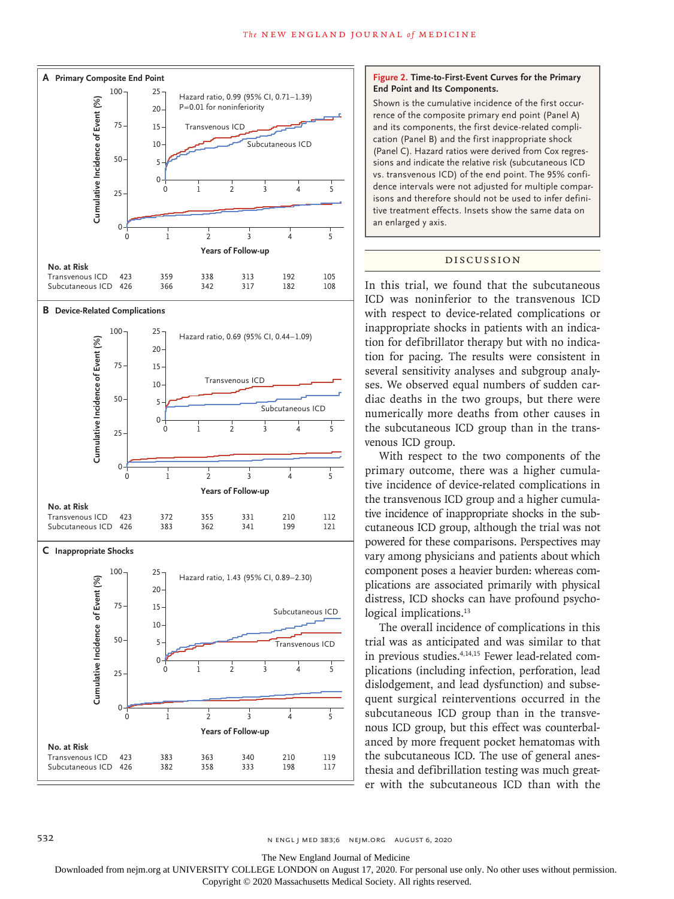**Figure 2. Time-to-First-Event Curves for the Primary End Point and Its Components.**

Shown is the cumulative incidence of the first occurrence of the composite primary end point (Panel A) and its components, the first device-related complication (Panel B) and the first inappropriate shock (Panel C). Hazard ratios were derived from Cox regressions and indicate the relative risk (subcutaneous ICD vs. transvenous ICD) of the end point. The 95% confidence intervals were not adjusted for multiple comparisons and therefore should not be used to infer definitive treatment effects. Insets show the same data on an enlarged y axis.

**A Primary Composite End Point** — Hazard ratio, 0.99 (95% CI, 0.71–1.39); P=0.01 for noninferiority

| No. at Risk | 0 | 1 | 2 | 3 | 4 | 5 |
|---|---|---|---|---|---|---|
| Transvenous ICD | 423 | 359 | 338 | 313 | 192 | 105 |
| Subcutaneous ICD | 426 | 366 | 342 | 317 | 182 | 108 |

**B Device-Related Complications** — Hazard ratio, 0.69 (95% CI, 0.44–1.09)

| No. at Risk | 0 | 1 | 2 | 3 | 4 | 5 |
|---|---|---|---|---|---|---|
| Transvenous ICD | 423 | 372 | 355 | 331 | 210 | 112 |
| Subcutaneous ICD | 426 | 383 | 362 | 341 | 199 | 121 |

**C Inappropriate Shocks** — Hazard ratio, 1.43 (95% CI, 0.89–2.30)

| No. at Risk | 0 | 1 | 2 | 3 | 4 | 5 |
|---|---|---|---|---|---|---|
| Transvenous ICD | 423 | 383 | 363 | 340 | 210 | 119 |
| Subcutaneous ICD | 426 | 382 | 358 | 333 | 198 | 117 |

## Discussion

In this trial, we found that the subcutaneous ICD was noninferior to the transvenous ICD with respect to device-related complications or inappropriate shocks in patients with an indication for defibrillator therapy but with no indication for pacing. The results were consistent in several sensitivity analyses and subgroup analyses. We observed equal numbers of sudden cardiac deaths in the two groups, but there were numerically more deaths from other causes in the subcutaneous ICD group than in the transvenous ICD group.

With respect to the two components of the primary outcome, there was a higher cumulative incidence of device-related complications in the transvenous ICD group and a higher cumulative incidence of inappropriate shocks in the subcutaneous ICD group, although the trial was not powered for these comparisons. Perspectives may vary among physicians and patients about which component poses a heavier burden: whereas complications are associated primarily with physical distress, ICD shocks can have profound psychological implications.[13]

The overall incidence of complications in this trial was as anticipated and was similar to that in previous studies.[4,14,15] Fewer lead-related complications (including infection, perforation, lead dislodgement, and lead dysfunction) and subsequent surgical reinterventions occurred in the subcutaneous ICD group than in the transvenous ICD group, but this effect was counterbalanced by more frequent pocket hematomas with the subcutaneous ICD. The use of general anesthesia and defibrillation testing was much greater with the subcutaneous ICD than with the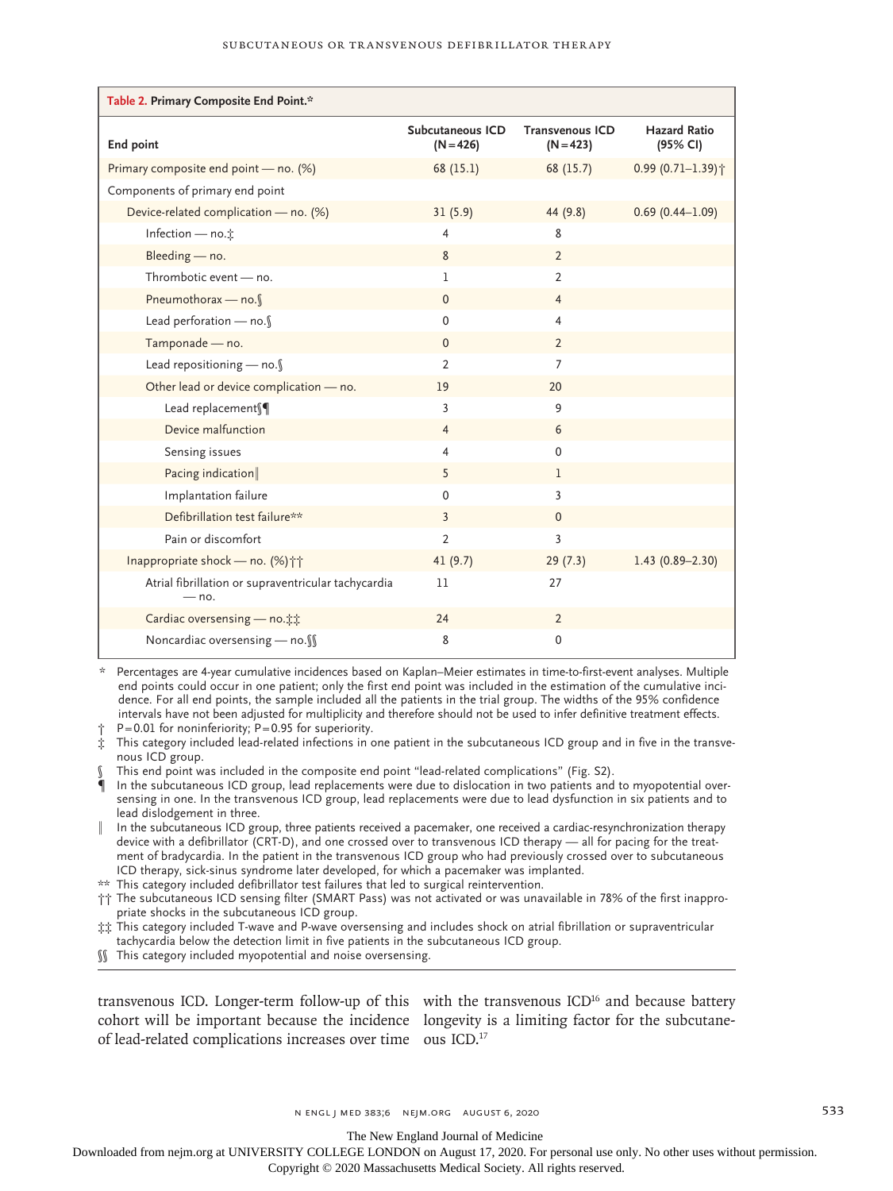**Table 2. Primary Composite End Point.***

| End point | Subcutaneous ICD (N=426) | Transvenous ICD (N=423) | Hazard Ratio (95% CI) |
|---|---|---|---|
| Primary composite end point — no. (%) | 68 (15.1) | 68 (15.7) | 0.99 (0.71–1.39)† |
| Components of primary end point | | | |
| Device-related complication — no. (%) | 31 (5.9) | 44 (9.8) | 0.69 (0.44–1.09) |
| Infection — no.‡ | 4 | 8 | |
| Bleeding — no. | 8 | 2 | |
| Thrombotic event — no. | 1 | 2 | |
| Pneumothorax — no.§ | 0 | 4 | |
| Lead perforation — no.§ | 0 | 4 | |
| Tamponade — no. | 0 | 2 | |
| Lead repositioning — no.§ | 2 | 7 | |
| Other lead or device complication — no. | 19 | 20 | |
| Lead replacement§¶ | 3 | 9 | |
| Device malfunction | 4 | 6 | |
| Sensing issues | 4 | 0 | |
| Pacing indication‖ | 5 | 1 | |
| Implantation failure | 0 | 3 | |
| Defibrillation test failure** | 3 | 0 | |
| Pain or discomfort | 2 | 3 | |
| Inappropriate shock — no. (%)†† | 41 (9.7) | 29 (7.3) | 1.43 (0.89–2.30) |
| Atrial fibrillation or supraventricular tachycardia — no. | 11 | 27 | |
| Cardiac oversensing — no.‡‡ | 24 | 2 | |
| Noncardiac oversensing — no.§§ | 8 | 0 | |

\* Percentages are 4-year cumulative incidences based on Kaplan–Meier estimates in time-to-first-event analyses. Multiple end points could occur in one patient; only the first end point was included in the estimation of the cumulative incidence. For all end points, the sample included all the patients in the trial group. The widths of the 95% confidence intervals have not been adjusted for multiplicity and therefore should not be used to infer definitive treatment effects.

† P=0.01 for noninferiority; P=0.95 for superiority.

‡ This category included lead-related infections in one patient in the subcutaneous ICD group and in five in the transvenous ICD group.

§ This end point was included in the composite end point "lead-related complications" (Fig. S2).

¶ In the subcutaneous ICD group, lead replacements were due to dislocation in two patients and to myopotential oversensing in one. In the transvenous ICD group, lead replacements were due to lead dysfunction in six patients and to lead dislodgement in three.

‖ In the subcutaneous ICD group, three patients received a pacemaker, one received a cardiac-resynchronization therapy device with a defibrillator (CRT-D), and one crossed over to transvenous ICD therapy — all for pacing for the treatment of bradycardia. In the patient in the transvenous ICD group who had previously crossed over to subcutaneous ICD therapy, sick-sinus syndrome later developed, for which a pacemaker was implanted.

** This category included defibrillator test failures that led to surgical reintervention.

†† The subcutaneous ICD sensing filter (SMART Pass) was not activated or was unavailable in 78% of the first inappropriate shocks in the subcutaneous ICD group.

‡‡ This category included T-wave and P-wave oversensing and includes shock on atrial fibrillation or supraventricular tachycardia below the detection limit in five patients in the subcutaneous ICD group.

§§ This category included myopotential and noise oversensing.

transvenous ICD. Longer-term follow-up of this cohort will be important because the incidence of lead-related complications increases over time with the transvenous ICD[16] and because battery longevity is a limiting factor for the subcutaneous ICD.[17]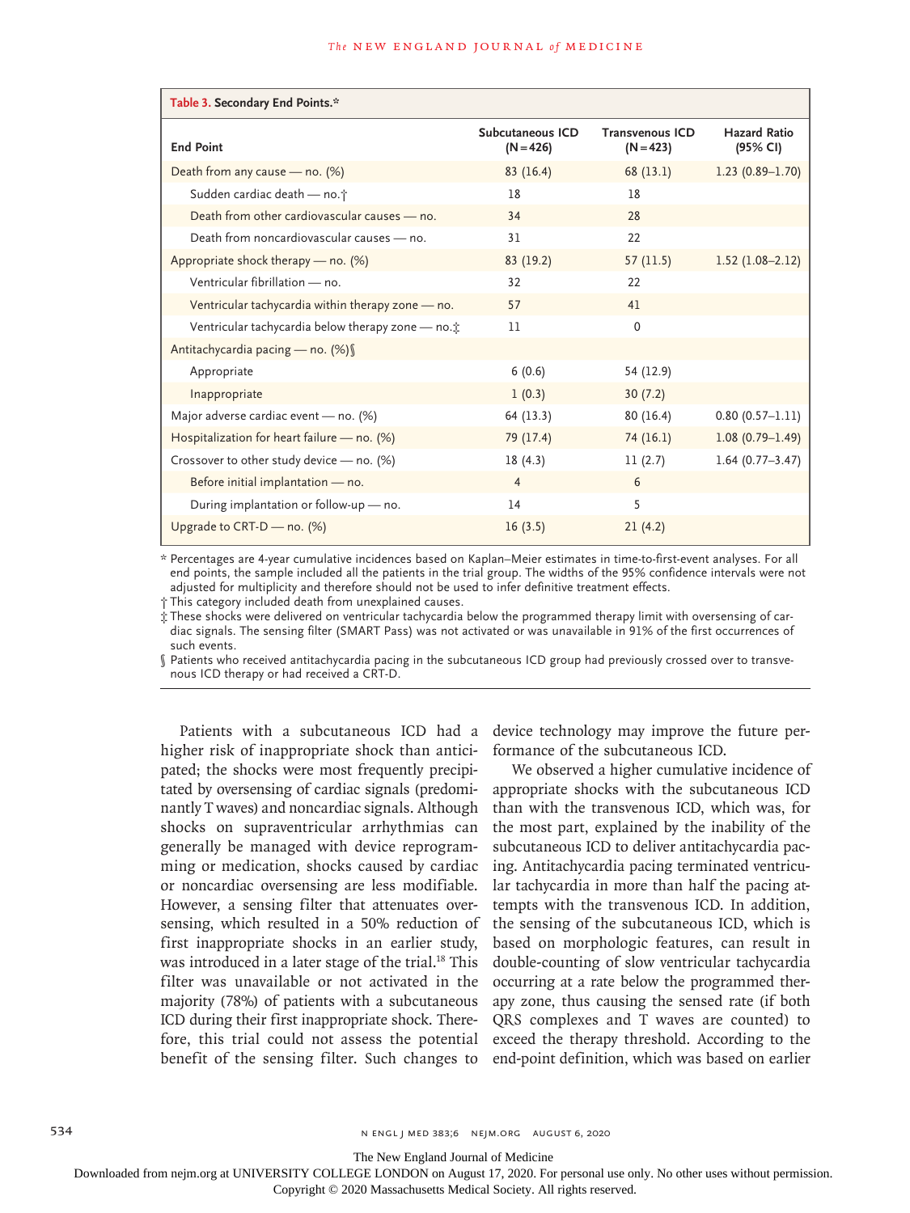**Table 3. Secondary End Points.***

| End Point | Subcutaneous ICD (N=426) | Transvenous ICD (N=423) | Hazard Ratio (95% CI) |
|---|---|---|---|
| Death from any cause — no. (%) | 83 (16.4) | 68 (13.1) | 1.23 (0.89–1.70) |
| Sudden cardiac death — no.† | 18 | 18 | |
| Death from other cardiovascular causes — no. | 34 | 28 | |
| Death from noncardiovascular causes — no. | 31 | 22 | |
| Appropriate shock therapy — no. (%) | 83 (19.2) | 57 (11.5) | 1.52 (1.08–2.12) |
| Ventricular fibrillation — no. | 32 | 22 | |
| Ventricular tachycardia within therapy zone — no. | 57 | 41 | |
| Ventricular tachycardia below therapy zone — no.‡ | 11 | 0 | |
| Antitachycardia pacing — no. (%)§ | | | |
| Appropriate | 6 (0.6) | 54 (12.9) | |
| Inappropriate | 1 (0.3) | 30 (7.2) | |
| Major adverse cardiac event — no. (%) | 64 (13.3) | 80 (16.4) | 0.80 (0.57–1.11) |
| Hospitalization for heart failure — no. (%) | 79 (17.4) | 74 (16.1) | 1.08 (0.79–1.49) |
| Crossover to other study device — no. (%) | 18 (4.3) | 11 (2.7) | 1.64 (0.77–3.47) |
| Before initial implantation — no. | 4 | 6 | |
| During implantation or follow-up — no. | 14 | 5 | |
| Upgrade to CRT-D — no. (%) | 16 (3.5) | 21 (4.2) | |

\* Percentages are 4-year cumulative incidences based on Kaplan–Meier estimates in time-to-first-event analyses. For all end points, the sample included all the patients in the trial group. The widths of the 95% confidence intervals were not adjusted for multiplicity and therefore should not be used to infer definitive treatment effects.

† This category included death from unexplained causes.

‡ These shocks were delivered on ventricular tachycardia below the programmed therapy limit with oversensing of cardiac signals. The sensing filter (SMART Pass) was not activated or was unavailable in 91% of the first occurrences of such events.

§ Patients who received antitachycardia pacing in the subcutaneous ICD group had previously crossed over to transvenous ICD therapy or had received a CRT-D.

Patients with a subcutaneous ICD had a higher risk of inappropriate shock than anticipated; the shocks were most frequently precipitated by oversensing of cardiac signals (predominantly T waves) and noncardiac signals. Although shocks on supraventricular arrhythmias can generally be managed with device reprogramming or medication, shocks caused by cardiac or noncardiac oversensing are less modifiable. However, a sensing filter that attenuates oversensing, which resulted in a 50% reduction of first inappropriate shocks in an earlier study, was introduced in a later stage of the trial.[18] This filter was unavailable or not activated in the majority (78%) of patients with a subcutaneous ICD during their first inappropriate shock. Therefore, this trial could not assess the potential benefit of the sensing filter. Such changes to device technology may improve the future performance of the subcutaneous ICD.

We observed a higher cumulative incidence of appropriate shocks with the subcutaneous ICD than with the transvenous ICD, which was, for the most part, explained by the inability of the subcutaneous ICD to deliver antitachycardia pacing. Antitachycardia pacing terminated ventricular tachycardia in more than half the pacing attempts with the transvenous ICD. In addition, the sensing of the subcutaneous ICD, which is based on morphologic features, can result in double-counting of slow ventricular tachycardia occurring at a rate below the programmed therapy zone, thus causing the sensed rate (if both QRS complexes and T waves are counted) to exceed the therapy threshold. According to the end-point definition, which was based on earlier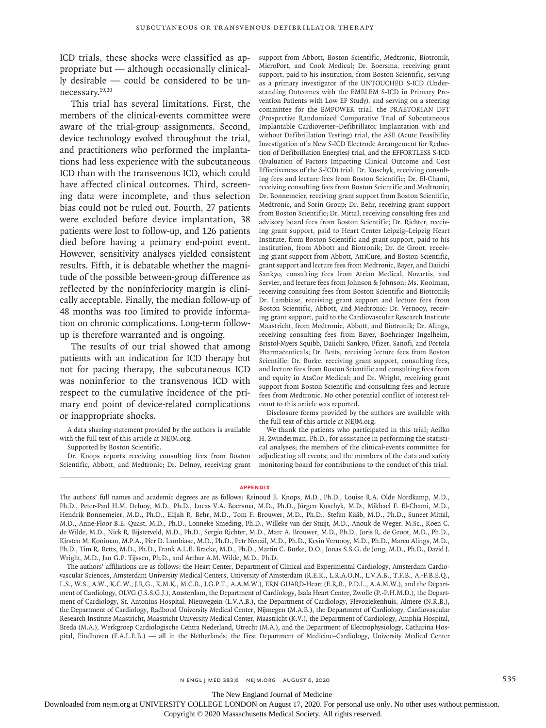ICD trials, these shocks were classified as appropriate but — although occasionally clinically desirable — could be considered to be unnecessary.[19,20]

This trial has several limitations. First, the members of the clinical-events committee were aware of the trial-group assignments. Second, device technology evolved throughout the trial, and practitioners who performed the implantations had less experience with the subcutaneous ICD than with the transvenous ICD, which could have affected clinical outcomes. Third, screening data were incomplete, and thus selection bias could not be ruled out. Fourth, 27 patients were excluded before device implantation, 38 patients were lost to follow-up, and 126 patients died before having a primary end-point event. However, sensitivity analyses yielded consistent results. Fifth, it is debatable whether the magnitude of the possible between-group difference as reflected by the noninferiority margin is clinically acceptable. Finally, the median follow-up of 48 months was too limited to provide information on chronic complications. Long-term follow-up is therefore warranted and is ongoing.

The results of our trial showed that among patients with an indication for ICD therapy but not for pacing therapy, the subcutaneous ICD was noninferior to the transvenous ICD with respect to the cumulative incidence of the primary end point of device-related complications or inappropriate shocks.

A data sharing statement provided by the authors is available with the full text of this article at NEJM.org.

Supported by Boston Scientific.

Dr. Knops reports receiving consulting fees from Boston Scientific, Abbott, and Medtronic; Dr. Delnoy, receiving grant support from Abbott, Boston Scientific, Medtronic, Biotronik, MicroPort, and Cook Medical; Dr. Boersma, receiving grant support, paid to his institution, from Boston Scientific, serving as a primary investigator of the UNTOUCHED S-ICD (Understanding Outcomes with the EMBLEM S-ICD in Primary Prevention Patients with Low EF Study), and serving on a steering committee for the EMPOWER trial, the PRAETORIAN DFT (Prospective Randomized Comparative Trial of Subcutaneous Implantable Cardioverter–Defibrillator Implantation with and without Defibrillation Testing) trial, the ASE (Acute Feasibility Investigation of a New S-ICD Electrode Arrangement for Reduction of Defibrillation Energies) trial, and the EFFORTLESS S-ICD (Evaluation of Factors Impacting Clinical Outcome and Cost Effectiveness of the S-ICD) trial; Dr. Kuschyk, receiving consulting fees and lecture fees from Boston Scientific; Dr. El-Chami, receiving consulting fees from Boston Scientific and Medtronic; Dr. Bonnemeier, receiving grant support from Boston Scientific, Medtronic, and Sorin Group; Dr. Behr, receiving grant support from Boston Scientific; Dr. Mittal, receiving consulting fees and advisory board fees from Boston Scientific; Dr. Richter, receiving grant support, paid to Heart Center Leipzig–Leipzig Heart Institute, from Boston Scientific and grant support, paid to his institution, from Abbott and Biotronik; Dr. de Groot, receiving grant support from Abbott, AtriCure, and Boston Scientific, grant support and lecture fees from Medtronic, Bayer, and Daiichi Sankyo, consulting fees from Atrian Medical, Novartis, and Servier, and lecture fees from Johnson & Johnson; Ms. Kooiman, receiving consulting fees from Boston Scientific and Biotronik; Dr. Lambiase, receiving grant support and lecture fees from Boston Scientific, Abbott, and Medtronic; Dr. Vernooy, receiving grant support, paid to the Cardiovascular Research Institute Maastricht, from Medtronic, Abbott, and Biotronik; Dr. Alings, receiving consulting fees from Bayer, Boehringer Ingelheim, Bristol-Myers Squibb, Daiichi Sankyo, Pfizer, Sanofi, and Portola Pharmaceuticals; Dr. Betts, receiving lecture fees from Boston Scientific; Dr. Burke, receiving grant support, consulting fees, and lecture fees from Boston Scientific and consulting fees from and equity in AtaCor Medical; and Dr. Wright, receiving grant support from Boston Scientific and consulting fees and lecture fees from Medtronic. No other potential conflict of interest relevant to this article was reported.

Disclosure forms provided by the authors are available with the full text of this article at NEJM.org.

We thank the patients who participated in this trial; Aeilko H. Zwinderman, Ph.D., for assistance in performing the statistical analyses; the members of the clinical-events committee for adjudicating all events; and the members of the data and safety monitoring board for contributions to the conduct of this trial.

## APPENDIX

The authors' full names and academic degrees are as follows: Reinoud E. Knops, M.D., Ph.D., Louise R.A. Olde Nordkamp, M.D., Ph.D., Peter-Paul H.M. Delnoy, M.D., Ph.D., Lucas V.A. Boersma, M.D., Ph.D., Jürgen Kuschyk, M.D., Mikhael F. El-Chami, M.D., Hendrik Bonnemeier, M.D., Ph.D., Elijah R. Behr, M.D., Tom F. Brouwer, M.D., Ph.D., Stefan Kääb, M.D., Ph.D., Suneet Mittal, M.D., Anne-Floor B.E. Quast, M.D., Ph.D., Lonneke Smeding, Ph.D., Willeke van der Stuijt, M.D., Anouk de Weger, M.Sc., Koen C. de Wilde, M.D., Nick R. Bijsterveld, M.D., Ph.D., Sergio Richter, M.D., Marc A. Brouwer, M.D., Ph.D., Joris R. de Groot, M.D., Ph.D., Kirsten M. Kooiman, M.P.A., Pier D. Lambiase, M.D., Ph.D., Petr Neuzil, M.D., Ph.D., Kevin Vernooy, M.D., Ph.D., Marco Alings, M.D., Ph.D., Tim R. Betts, M.D., Ph.D., Frank A.L.E. Bracke, M.D., Ph.D., Martin C. Burke, D.O., Jonas S.S.G. de Jong, M.D., Ph.D., David J. Wright, M.D., Jan G.P. Tijssen, Ph.D., and Arthur A.M. Wilde, M.D., Ph.D.

The authors' affiliations are as follows: the Heart Center, Department of Clinical and Experimental Cardiology, Amsterdam Cardiovascular Sciences, Amsterdam University Medical Centers, University of Amsterdam (R.E.K., L.R.A.O.N., L.V.A.B., T.F.B., A.-F.B.E.Q., L.S., W.S., A.W., K.C.W., J.R.G., K.M.K., M.C.B., J.G.P.T., A.A.M.W.), ERN GUARD-Heart (E.R.B., P.D.L., A.A.M.W.), and the Department of Cardiology, OLVG (J.S.S.G.J.), Amsterdam, the Department of Cardiology, Isala Heart Centre, Zwolle (P.-P.H.M.D.), the Department of Cardiology, St. Antonius Hospital, Nieuwegein (L.V.A.B.), the Department of Cardiology, Flevoziekenhuis, Almere (N.R.B.), the Department of Cardiology, Radboud University Medical Center, Nijmegen (M.A.B.), the Department of Cardiology, Cardiovascular Research Institute Maastricht, Maastricht University Medical Center, Maastricht (K.V.), the Department of Cardiology, Amphia Hospital, Breda (M.A.), Werkgroep Cardiologische Centra Nederland, Utrecht (M.A.), and the Department of Electrophysiology, Catharina Hospital, Eindhoven (F.A.L.E.B.) — all in the Netherlands; the First Department of Medicine–Cardiology, University Medical Center

The New England Journal of Medicine

Downloaded from nejm.org at UNIVERSITY COLLEGE LONDON on August 17, 2020. For personal use only. No other uses without permission.

Copyright © 2020 Massachusetts Medical Society. All rights reserved.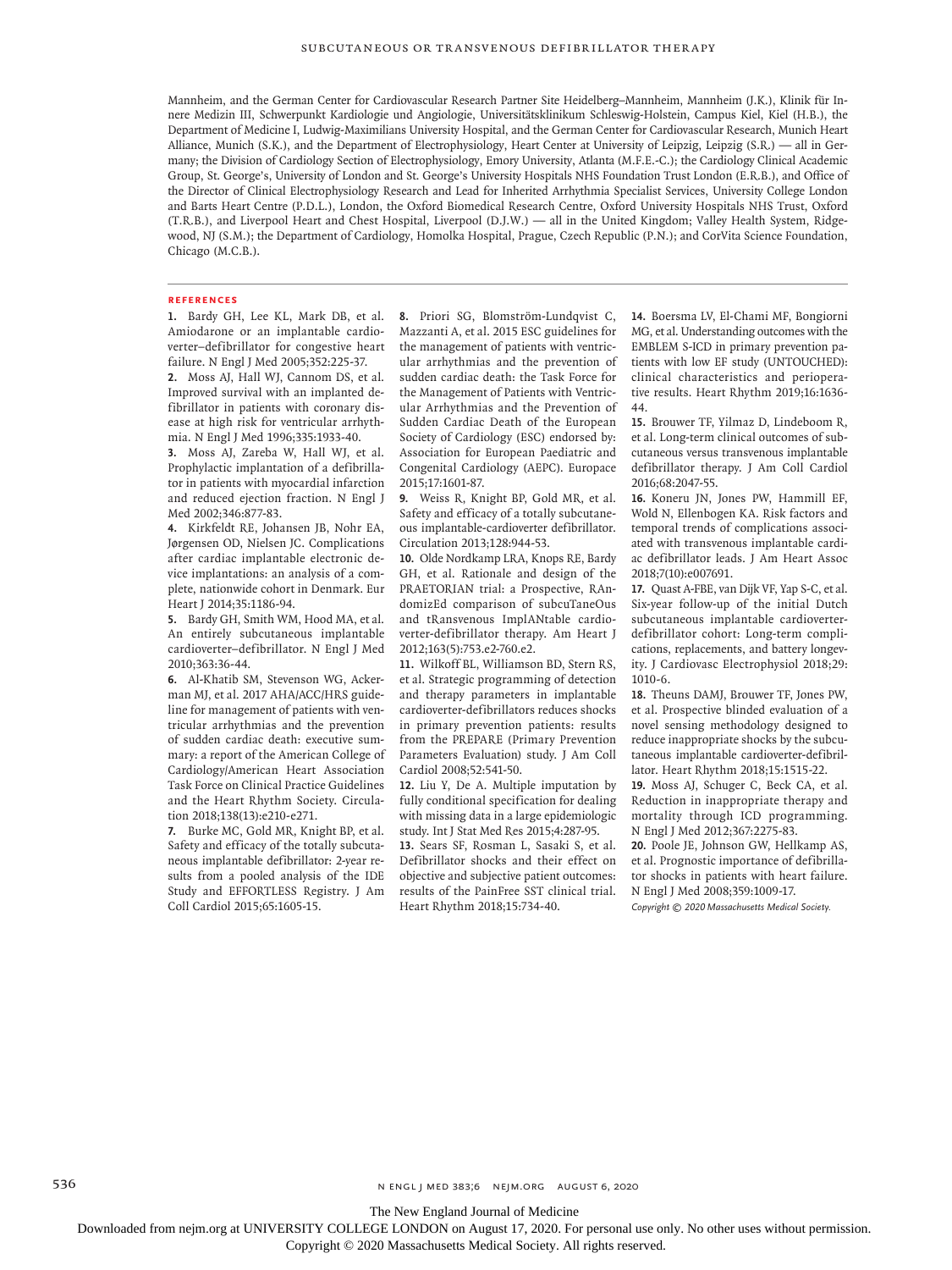Mannheim, and the German Center for Cardiovascular Research Partner Site Heidelberg–Mannheim, Mannheim (J.K.), Klinik für Innere Medizin III, Schwerpunkt Kardiologie und Angiologie, Universitätsklinikum Schleswig-Holstein, Campus Kiel, Kiel (H.B.), the Department of Medicine I, Ludwig-Maximilians University Hospital, and the German Center for Cardiovascular Research, Munich Heart Alliance, Munich (S.K.), and the Department of Electrophysiology, Heart Center at University of Leipzig, Leipzig (S.R.) — all in Germany; the Division of Cardiology Section of Electrophysiology, Emory University, Atlanta (M.F.E.-C.); the Cardiology Clinical Academic Group, St. George's, University of London and St. George's University Hospitals NHS Foundation Trust London (E.R.B.), and Office of the Director of Clinical Electrophysiology Research and Lead for Inherited Arrhythmia Specialist Services, University College London and Barts Heart Centre (P.D.L.), London, the Oxford Biomedical Research Centre, Oxford University Hospitals NHS Trust, Oxford (T.R.B.), and Liverpool Heart and Chest Hospital, Liverpool (D.J.W.) — all in the United Kingdom; Valley Health System, Ridgewood, NJ (S.M.); the Department of Cardiology, Homolka Hospital, Prague, Czech Republic (P.N.); and CorVita Science Foundation, Chicago (M.C.B.).

## References

1. Bardy GH, Lee KL, Mark DB, et al. Amiodarone or an implantable cardioverter–defibrillator for congestive heart failure. N Engl J Med 2005;352:225-37.
2. Moss AJ, Hall WJ, Cannom DS, et al. Improved survival with an implanted defibrillator in patients with coronary disease at high risk for ventricular arrhythmia. N Engl J Med 1996;335:1933-40.
3. Moss AJ, Zareba W, Hall WJ, et al. Prophylactic implantation of a defibrillator in patients with myocardial infarction and reduced ejection fraction. N Engl J Med 2002;346:877-83.
4. Kirkfeldt RE, Johansen JB, Nohr EA, Jørgensen OD, Nielsen JC. Complications after cardiac implantable electronic device implantations: an analysis of a complete, nationwide cohort in Denmark. Eur Heart J 2014;35:1186-94.
5. Bardy GH, Smith WM, Hood MA, et al. An entirely subcutaneous implantable cardioverter–defibrillator. N Engl J Med 2010;363:36-44.
6. Al-Khatib SM, Stevenson WG, Ackerman MJ, et al. 2017 AHA/ACC/HRS guideline for management of patients with ventricular arrhythmias and the prevention of sudden cardiac death: executive summary: a report of the American College of Cardiology/American Heart Association Task Force on Clinical Practice Guidelines and the Heart Rhythm Society. Circulation 2018;138(13):e210-e271.
7. Burke MC, Gold MR, Knight BP, et al. Safety and efficacy of the totally subcutaneous implantable defibrillator: 2-year results from a pooled analysis of the IDE Study and EFFORTLESS Registry. J Am Coll Cardiol 2015;65:1605-15.
8. Priori SG, Blomström-Lundqvist C, Mazzanti A, et al. 2015 ESC guidelines for the management of patients with ventricular arrhythmias and the prevention of sudden cardiac death: the Task Force for the Management of Patients with Ventricular Arrhythmias and the Prevention of Sudden Cardiac Death of the European Society of Cardiology (ESC) endorsed by: Association for European Paediatric and Congenital Cardiology (AEPC). Europace 2015;17:1601-87.
9. Weiss R, Knight BP, Gold MR, et al. Safety and efficacy of a totally subcutaneous implantable-cardioverter defibrillator. Circulation 2013;128:944-53.
10. Olde Nordkamp LRA, Knops RE, Bardy GH, et al. Rationale and design of the PRAETORIAN trial: a Prospective, RAndomizEd comparison of subcuTaneOus and tRansvenous ImplANtable cardioverter-defibrillator therapy. Am Heart J 2012;163(5):753.e2-760.e2.
11. Wilkoff BL, Williamson BD, Stern RS, et al. Strategic programming of detection and therapy parameters in implantable cardioverter-defibrillators reduces shocks in primary prevention patients: results from the PREPARE (Primary Prevention Parameters Evaluation) study. J Am Coll Cardiol 2008;52:541-50.
12. Liu Y, De A. Multiple imputation by fully conditional specification for dealing with missing data in a large epidemiologic study. Int J Stat Med Res 2015;4:287-95.
13. Sears SF, Rosman L, Sasaki S, et al. Defibrillator shocks and their effect on objective and subjective patient outcomes: results of the PainFree SST clinical trial. Heart Rhythm 2018;15:734-40.
14. Boersma LV, El-Chami MF, Bongiorni MG, et al. Understanding outcomes with the EMBLEM S-ICD in primary prevention patients with low EF study (UNTOUCHED): clinical characteristics and perioperative results. Heart Rhythm 2019;16:1636-44.
15. Brouwer TF, Yilmaz D, Lindeboom R, et al. Long-term clinical outcomes of subcutaneous versus transvenous implantable defibrillator therapy. J Am Coll Cardiol 2016;68:2047-55.
16. Koneru JN, Jones PW, Hammill EF, Wold N, Ellenbogen KA. Risk factors and temporal trends of complications associated with transvenous implantable cardiac defibrillator leads. J Am Heart Assoc 2018;7(10):e007691.
17. Quast A-FBE, van Dijk VF, Yap S-C, et al. Six-year follow-up of the initial Dutch subcutaneous implantable cardioverter-defibrillator cohort: Long-term complications, replacements, and battery longevity. J Cardiovasc Electrophysiol 2018;29:1010-6.
18. Theuns DAMJ, Brouwer TF, Jones PW, et al. Prospective blinded evaluation of a novel sensing methodology designed to reduce inappropriate shocks by the subcutaneous implantable cardioverter-defibrillator. Heart Rhythm 2018;15:1515-22.
19. Moss AJ, Schuger C, Beck CA, et al. Reduction in inappropriate therapy and mortality through ICD programming. N Engl J Med 2012;367:2275-83.
20. Poole JE, Johnson GW, Hellkamp AS, et al. Prognostic importance of defibrillator shocks in patients with heart failure. N Engl J Med 2008;359:1009-17.

*Copyright © 2020 Massachusetts Medical Society.*